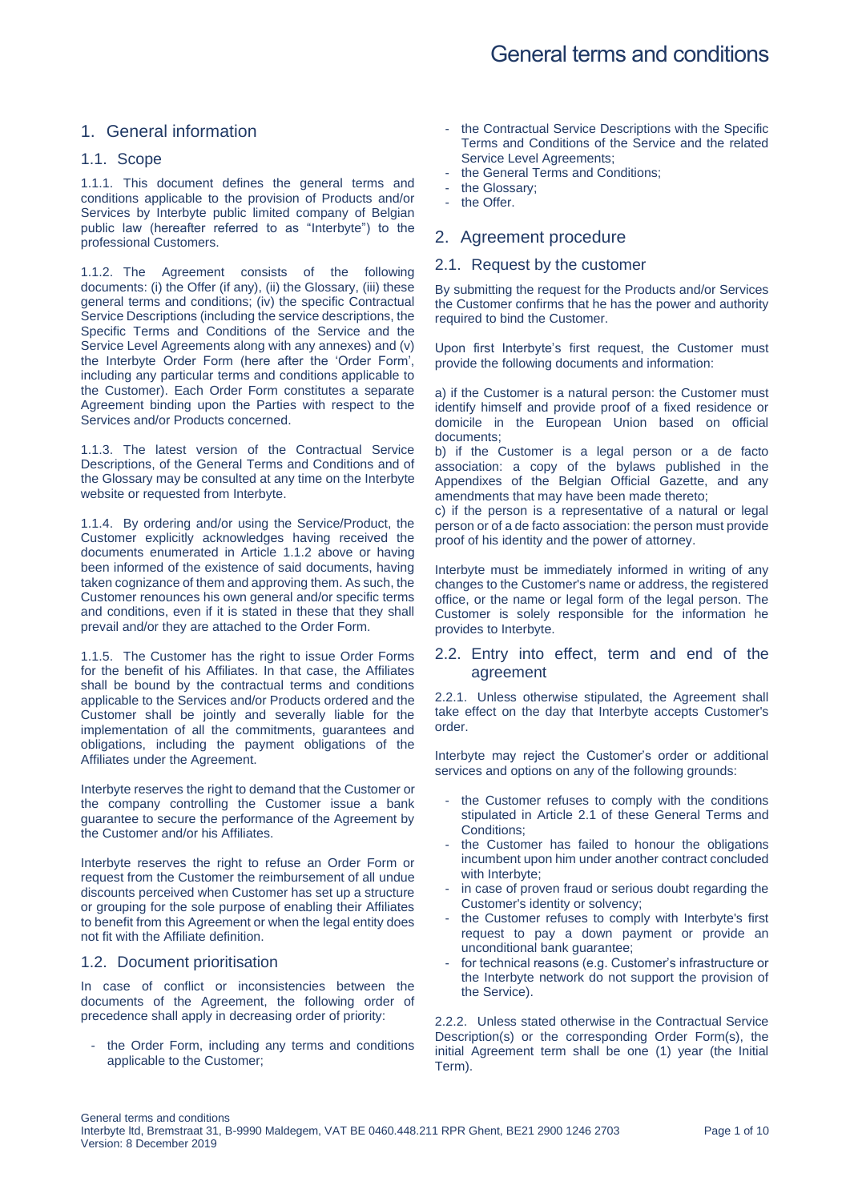# General terms and conditions

## 1. General information

### 1.1. Scope

1.1.1. This document defines the general terms and conditions applicable to the provision of Products and/or Services by Interbyte public limited company of Belgian public law (hereafter referred to as "Interbyte") to the professional Customers.

1.1.2. The Agreement consists of the following documents: (i) the Offer (if any), (ii) the Glossary, (iii) these general terms and conditions; (iv) the specific Contractual Service Descriptions (including the service descriptions, the Specific Terms and Conditions of the Service and the Service Level Agreements along with any annexes) and (v) the Interbyte Order Form (here after the 'Order Form', including any particular terms and conditions applicable to the Customer). Each Order Form constitutes a separate Agreement binding upon the Parties with respect to the Services and/or Products concerned.

1.1.3. The latest version of the Contractual Service Descriptions, of the General Terms and Conditions and of the Glossary may be consulted at any time on the Interbyte website or requested from Interbyte.

1.1.4. By ordering and/or using the Service/Product, the Customer explicitly acknowledges having received the documents enumerated in Article 1.1.2 above or having been informed of the existence of said documents, having taken cognizance of them and approving them. As such, the Customer renounces his own general and/or specific terms and conditions, even if it is stated in these that they shall prevail and/or they are attached to the Order Form.

1.1.5. The Customer has the right to issue Order Forms for the benefit of his Affiliates. In that case, the Affiliates shall be bound by the contractual terms and conditions applicable to the Services and/or Products ordered and the Customer shall be jointly and severally liable for the implementation of all the commitments, guarantees and obligations, including the payment obligations of the Affiliates under the Agreement.

Interbyte reserves the right to demand that the Customer or the company controlling the Customer issue a bank guarantee to secure the performance of the Agreement by the Customer and/or his Affiliates.

Interbyte reserves the right to refuse an Order Form or request from the Customer the reimbursement of all undue discounts perceived when Customer has set up a structure or grouping for the sole purpose of enabling their Affiliates to benefit from this Agreement or when the legal entity does not fit with the Affiliate definition.

### 1.2. Document prioritisation

In case of conflict or inconsistencies between the documents of the Agreement, the following order of precedence shall apply in decreasing order of priority:

- the Order Form, including any terms and conditions applicable to the Customer;
- the Contractual Service Descriptions with the Specific Terms and Conditions of the Service and the related Service Level Agreements;
- the General Terms and Conditions;
- the Glossary;
- the Offer.

## 2. Agreement procedure

### 2.1. Request by the customer

By submitting the request for the Products and/or Services the Customer confirms that he has the power and authority required to bind the Customer.

Upon first Interbyte's first request, the Customer must provide the following documents and information:

a) if the Customer is a natural person: the Customer must identify himself and provide proof of a fixed residence or domicile in the European Union based on official documents;
b) if the Customer is a legal person or a de facto association: a copy of the bylaws published in the Appendixes of the Belgian Official Gazette, and any amendments that may have been made thereto;
c) if the person is a representative of a natural or legal person or of a de facto association: the person must provide proof of his identity and the power of attorney.

Interbyte must be immediately informed in writing of any changes to the Customer's name or address, the registered office, or the name or legal form of the legal person. The Customer is solely responsible for the information he provides to Interbyte.

### 2.2. Entry into effect, term and end of the agreement

2.2.1. Unless otherwise stipulated, the Agreement shall take effect on the day that Interbyte accepts Customer's order.

Interbyte may reject the Customer's order or additional services and options on any of the following grounds:

- the Customer refuses to comply with the conditions stipulated in Article 2.1 of these General Terms and Conditions;
- the Customer has failed to honour the obligations incumbent upon him under another contract concluded with Interbyte;
- in case of proven fraud or serious doubt regarding the Customer's identity or solvency;
- the Customer refuses to comply with Interbyte's first request to pay a down payment or provide an unconditional bank guarantee;
- for technical reasons (e.g. Customer's infrastructure or the Interbyte network do not support the provision of the Service).

2.2.2. Unless stated otherwise in the Contractual Service Description(s) or the corresponding Order Form(s), the initial Agreement term shall be one (1) year (the Initial Term).

General terms and conditions
Interbyte ltd, Bremstraat 31, B-9990 Maldegem, VAT BE 0460.448.211 RPR Ghent, BE21 2900 1246 2703
Version: 8 December 2019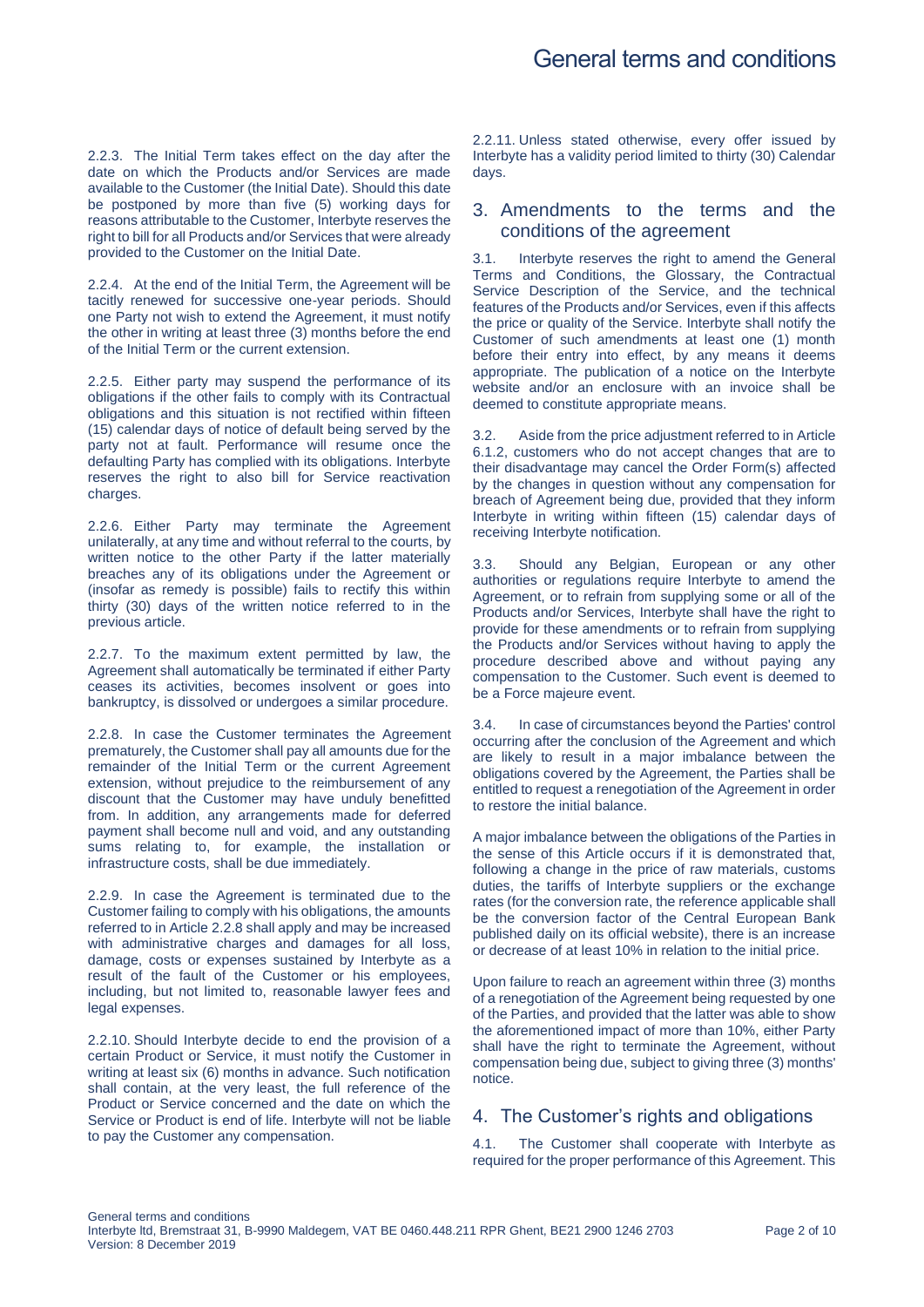2.2.3. The Initial Term takes effect on the day after the date on which the Products and/or Services are made available to the Customer (the Initial Date). Should this date be postponed by more than five (5) working days for reasons attributable to the Customer, Interbyte reserves the right to bill for all Products and/or Services that were already provided to the Customer on the Initial Date.

2.2.4. At the end of the Initial Term, the Agreement will be tacitly renewed for successive one-year periods. Should one Party not wish to extend the Agreement, it must notify the other in writing at least three (3) months before the end of the Initial Term or the current extension.

2.2.5. Either party may suspend the performance of its obligations if the other fails to comply with its Contractual obligations and this situation is not rectified within fifteen (15) calendar days of notice of default being served by the party not at fault. Performance will resume once the defaulting Party has complied with its obligations. Interbyte reserves the right to also bill for Service reactivation charges.

2.2.6. Either Party may terminate the Agreement unilaterally, at any time and without referral to the courts, by written notice to the other Party if the latter materially breaches any of its obligations under the Agreement or (insofar as remedy is possible) fails to rectify this within thirty (30) days of the written notice referred to in the previous article.

2.2.7. To the maximum extent permitted by law, the Agreement shall automatically be terminated if either Party ceases its activities, becomes insolvent or goes into bankruptcy, is dissolved or undergoes a similar procedure.

2.2.8. In case the Customer terminates the Agreement prematurely, the Customer shall pay all amounts due for the remainder of the Initial Term or the current Agreement extension, without prejudice to the reimbursement of any discount that the Customer may have unduly benefitted from. In addition, any arrangements made for deferred payment shall become null and void, and any outstanding sums relating to, for example, the installation or infrastructure costs, shall be due immediately.

2.2.9. In case the Agreement is terminated due to the Customer failing to comply with his obligations, the amounts referred to in Article 2.2.8 shall apply and may be increased with administrative charges and damages for all loss, damage, costs or expenses sustained by Interbyte as a result of the fault of the Customer or his employees, including, but not limited to, reasonable lawyer fees and legal expenses.

2.2.10. Should Interbyte decide to end the provision of a certain Product or Service, it must notify the Customer in writing at least six (6) months in advance. Such notification shall contain, at the very least, the full reference of the Product or Service concerned and the date on which the Service or Product is end of life. Interbyte will not be liable to pay the Customer any compensation.

2.2.11. Unless stated otherwise, every offer issued by Interbyte has a validity period limited to thirty (30) Calendar days.

## 3. Amendments to the terms and the conditions of the agreement

3.1. Interbyte reserves the right to amend the General Terms and Conditions, the Glossary, the Contractual Service Description of the Service, and the technical features of the Products and/or Services, even if this affects the price or quality of the Service. Interbyte shall notify the Customer of such amendments at least one (1) month before their entry into effect, by any means it deems appropriate. The publication of a notice on the Interbyte website and/or an enclosure with an invoice shall be deemed to constitute appropriate means.

3.2. Aside from the price adjustment referred to in Article 6.1.2, customers who do not accept changes that are to their disadvantage may cancel the Order Form(s) affected by the changes in question without any compensation for breach of Agreement being due, provided that they inform Interbyte in writing within fifteen (15) calendar days of receiving Interbyte notification.

3.3. Should any Belgian, European or any other authorities or regulations require Interbyte to amend the Agreement, or to refrain from supplying some or all of the Products and/or Services, Interbyte shall have the right to provide for these amendments or to refrain from supplying the Products and/or Services without having to apply the procedure described above and without paying any compensation to the Customer. Such event is deemed to be a Force majeure event.

3.4. In case of circumstances beyond the Parties' control occurring after the conclusion of the Agreement and which are likely to result in a major imbalance between the obligations covered by the Agreement, the Parties shall be entitled to request a renegotiation of the Agreement in order to restore the initial balance.

A major imbalance between the obligations of the Parties in the sense of this Article occurs if it is demonstrated that, following a change in the price of raw materials, customs duties, the tariffs of Interbyte suppliers or the exchange rates (for the conversion rate, the reference applicable shall be the conversion factor of the Central European Bank published daily on its official website), there is an increase or decrease of at least 10% in relation to the initial price.

Upon failure to reach an agreement within three (3) months of a renegotiation of the Agreement being requested by one of the Parties, and provided that the latter was able to show the aforementioned impact of more than 10%, either Party shall have the right to terminate the Agreement, without compensation being due, subject to giving three (3) months' notice.

## 4. The Customer's rights and obligations

4.1. The Customer shall cooperate with Interbyte as required for the proper performance of this Agreement. This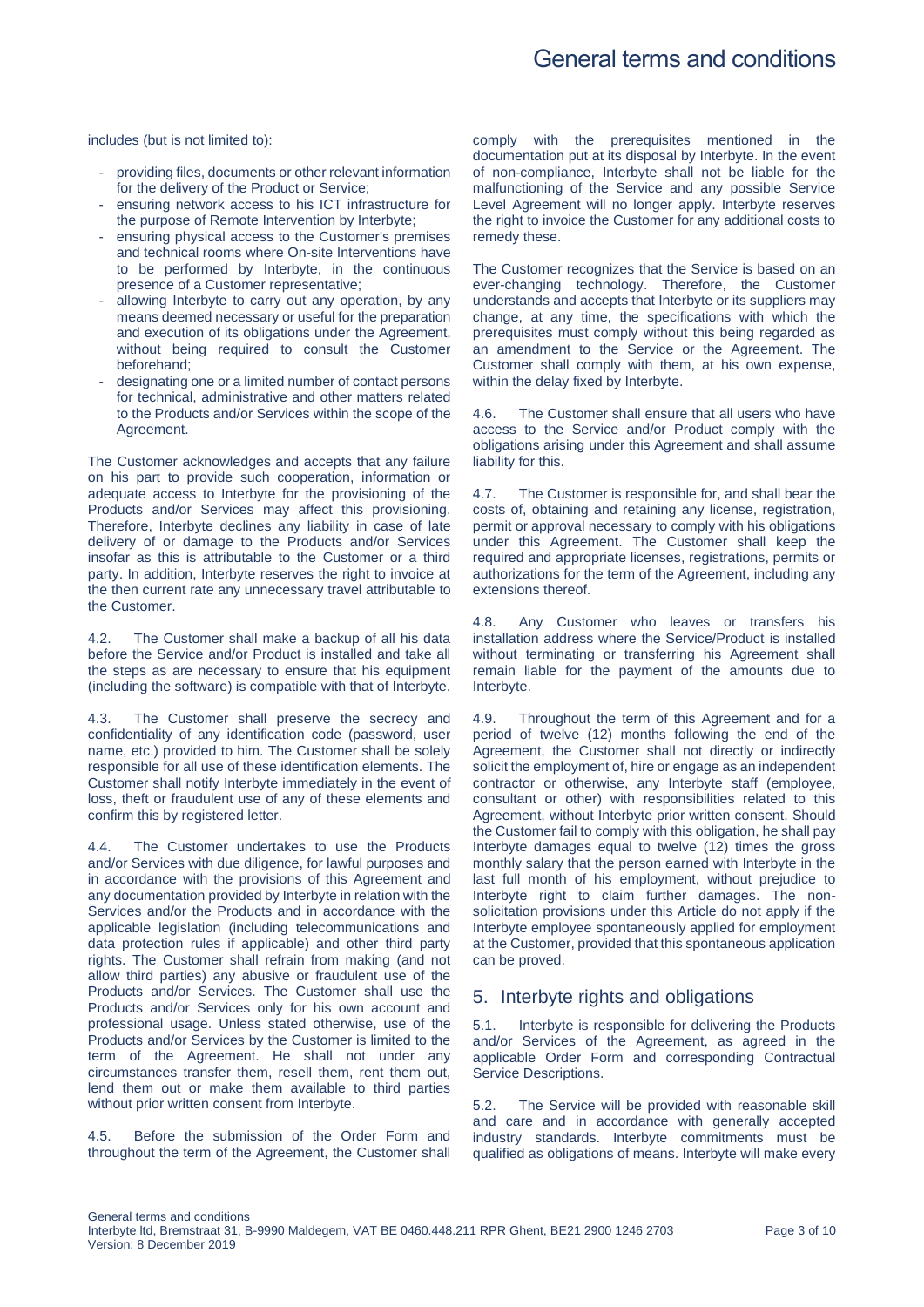includes (but is not limited to):

- providing files, documents or other relevant information for the delivery of the Product or Service;
- ensuring network access to his ICT infrastructure for the purpose of Remote Intervention by Interbyte;
- ensuring physical access to the Customer's premises and technical rooms where On-site Interventions have to be performed by Interbyte, in the continuous presence of a Customer representative;
- allowing Interbyte to carry out any operation, by any means deemed necessary or useful for the preparation and execution of its obligations under the Agreement, without being required to consult the Customer beforehand;
- designating one or a limited number of contact persons for technical, administrative and other matters related to the Products and/or Services within the scope of the Agreement.

The Customer acknowledges and accepts that any failure on his part to provide such cooperation, information or adequate access to Interbyte for the provisioning of the Products and/or Services may affect this provisioning. Therefore, Interbyte declines any liability in case of late delivery of or damage to the Products and/or Services insofar as this is attributable to the Customer or a third party. In addition, Interbyte reserves the right to invoice at the then current rate any unnecessary travel attributable to the Customer.

4.2. The Customer shall make a backup of all his data before the Service and/or Product is installed and take all the steps as are necessary to ensure that his equipment (including the software) is compatible with that of Interbyte.

4.3. The Customer shall preserve the secrecy and confidentiality of any identification code (password, user name, etc.) provided to him. The Customer shall be solely responsible for all use of these identification elements. The Customer shall notify Interbyte immediately in the event of loss, theft or fraudulent use of any of these elements and confirm this by registered letter.

4.4. The Customer undertakes to use the Products and/or Services with due diligence, for lawful purposes and in accordance with the provisions of this Agreement and any documentation provided by Interbyte in relation with the Services and/or the Products and in accordance with the applicable legislation (including telecommunications and data protection rules if applicable) and other third party rights. The Customer shall refrain from making (and not allow third parties) any abusive or fraudulent use of the Products and/or Services. The Customer shall use the Products and/or Services only for his own account and professional usage. Unless stated otherwise, use of the Products and/or Services by the Customer is limited to the term of the Agreement. He shall not under any circumstances transfer them, resell them, rent them out, lend them out or make them available to third parties without prior written consent from Interbyte.

4.5. Before the submission of the Order Form and throughout the term of the Agreement, the Customer shall comply with the prerequisites mentioned in the documentation put at its disposal by Interbyte. In the event of non-compliance, Interbyte shall not be liable for the malfunctioning of the Service and any possible Service Level Agreement will no longer apply. Interbyte reserves the right to invoice the Customer for any additional costs to remedy these.

The Customer recognizes that the Service is based on an ever-changing technology. Therefore, the Customer understands and accepts that Interbyte or its suppliers may change, at any time, the specifications with which the prerequisites must comply without this being regarded as an amendment to the Service or the Agreement. The Customer shall comply with them, at his own expense, within the delay fixed by Interbyte.

4.6. The Customer shall ensure that all users who have access to the Service and/or Product comply with the obligations arising under this Agreement and shall assume liability for this.

4.7. The Customer is responsible for, and shall bear the costs of, obtaining and retaining any license, registration, permit or approval necessary to comply with his obligations under this Agreement. The Customer shall keep the required and appropriate licenses, registrations, permits or authorizations for the term of the Agreement, including any extensions thereof.

4.8. Any Customer who leaves or transfers his installation address where the Service/Product is installed without terminating or transferring his Agreement shall remain liable for the payment of the amounts due to Interbyte.

4.9. Throughout the term of this Agreement and for a period of twelve (12) months following the end of the Agreement, the Customer shall not directly or indirectly solicit the employment of, hire or engage as an independent contractor or otherwise, any Interbyte staff (employee, consultant or other) with responsibilities related to this Agreement, without Interbyte prior written consent. Should the Customer fail to comply with this obligation, he shall pay Interbyte damages equal to twelve (12) times the gross monthly salary that the person earned with Interbyte in the last full month of his employment, without prejudice to Interbyte right to claim further damages. The non-solicitation provisions under this Article do not apply if the Interbyte employee spontaneously applied for employment at the Customer, provided that this spontaneous application can be proved.

## 5. Interbyte rights and obligations

5.1. Interbyte is responsible for delivering the Products and/or Services of the Agreement, as agreed in the applicable Order Form and corresponding Contractual Service Descriptions.

5.2. The Service will be provided with reasonable skill and care and in accordance with generally accepted industry standards. Interbyte commitments must be qualified as obligations of means. Interbyte will make every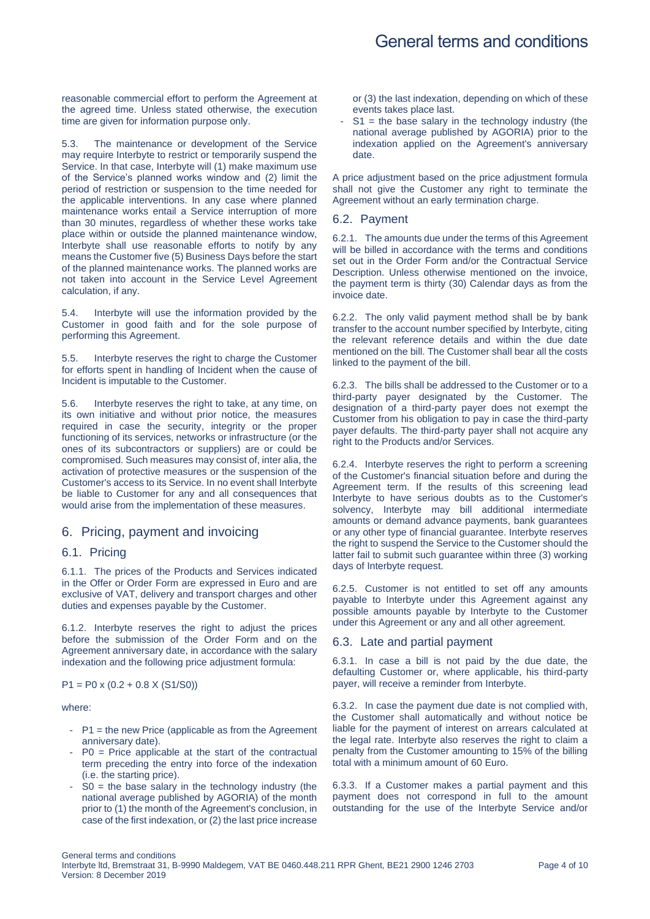reasonable commercial effort to perform the Agreement at the agreed time. Unless stated otherwise, the execution time are given for information purpose only.

5.3. The maintenance or development of the Service may require Interbyte to restrict or temporarily suspend the Service. In that case, Interbyte will (1) make maximum use of the Service's planned works window and (2) limit the period of restriction or suspension to the time needed for the applicable interventions. In any case where planned maintenance works entail a Service interruption of more than 30 minutes, regardless of whether these works take place within or outside the planned maintenance window, Interbyte shall use reasonable efforts to notify by any means the Customer five (5) Business Days before the start of the planned maintenance works. The planned works are not taken into account in the Service Level Agreement calculation, if any.

5.4. Interbyte will use the information provided by the Customer in good faith and for the sole purpose of performing this Agreement.

5.5. Interbyte reserves the right to charge the Customer for efforts spent in handling of Incident when the cause of Incident is imputable to the Customer.

5.6. Interbyte reserves the right to take, at any time, on its own initiative and without prior notice, the measures required in case the security, integrity or the proper functioning of its services, networks or infrastructure (or the ones of its subcontractors or suppliers) are or could be compromised. Such measures may consist of, inter alia, the activation of protective measures or the suspension of the Customer's access to its Service. In no event shall Interbyte be liable to Customer for any and all consequences that would arise from the implementation of these measures.

# 6. Pricing, payment and invoicing

## 6.1. Pricing

6.1.1. The prices of the Products and Services indicated in the Offer or Order Form are expressed in Euro and are exclusive of VAT, delivery and transport charges and other duties and expenses payable by the Customer.

6.1.2. Interbyte reserves the right to adjust the prices before the submission of the Order Form and on the Agreement anniversary date, in accordance with the salary indexation and the following price adjustment formula:

$$P1 = P0 \times (0.2 + 0.8 \times (S1/S0))$$

where:

- P1 = the new Price (applicable as from the Agreement anniversary date).
- P0 = Price applicable at the start of the contractual term preceding the entry into force of the indexation (i.e. the starting price).
- S0 = the base salary in the technology industry (the national average published by AGORIA) of the month prior to (1) the month of the Agreement's conclusion, in case of the first indexation, or (2) the last price increase or (3) the last indexation, depending on which of these events takes place last.
- S1 = the base salary in the technology industry (the national average published by AGORIA) prior to the indexation applied on the Agreement's anniversary date.

A price adjustment based on the price adjustment formula shall not give the Customer any right to terminate the Agreement without an early termination charge.

## 6.2. Payment

6.2.1. The amounts due under the terms of this Agreement will be billed in accordance with the terms and conditions set out in the Order Form and/or the Contractual Service Description. Unless otherwise mentioned on the invoice, the payment term is thirty (30) Calendar days as from the invoice date.

6.2.2. The only valid payment method shall be by bank transfer to the account number specified by Interbyte, citing the relevant reference details and within the due date mentioned on the bill. The Customer shall bear all the costs linked to the payment of the bill.

6.2.3. The bills shall be addressed to the Customer or to a third-party payer designated by the Customer. The designation of a third-party payer does not exempt the Customer from his obligation to pay in case the third-party payer defaults. The third-party payer shall not acquire any right to the Products and/or Services.

6.2.4. Interbyte reserves the right to perform a screening of the Customer's financial situation before and during the Agreement term. If the results of this screening lead Interbyte to have serious doubts as to the Customer's solvency, Interbyte may bill additional intermediate amounts or demand advance payments, bank guarantees or any other type of financial guarantee. Interbyte reserves the right to suspend the Service to the Customer should the latter fail to submit such guarantee within three (3) working days of Interbyte request.

6.2.5. Customer is not entitled to set off any amounts payable to Interbyte under this Agreement against any possible amounts payable by Interbyte to the Customer under this Agreement or any and all other agreement.

## 6.3. Late and partial payment

6.3.1. In case a bill is not paid by the due date, the defaulting Customer or, where applicable, his third-party payer, will receive a reminder from Interbyte.

6.3.2. In case the payment due date is not complied with, the Customer shall automatically and without notice be liable for the payment of interest on arrears calculated at the legal rate. Interbyte also reserves the right to claim a penalty from the Customer amounting to 15% of the billing total with a minimum amount of 60 Euro.

6.3.3. If a Customer makes a partial payment and this payment does not correspond in full to the amount outstanding for the use of the Interbyte Service and/or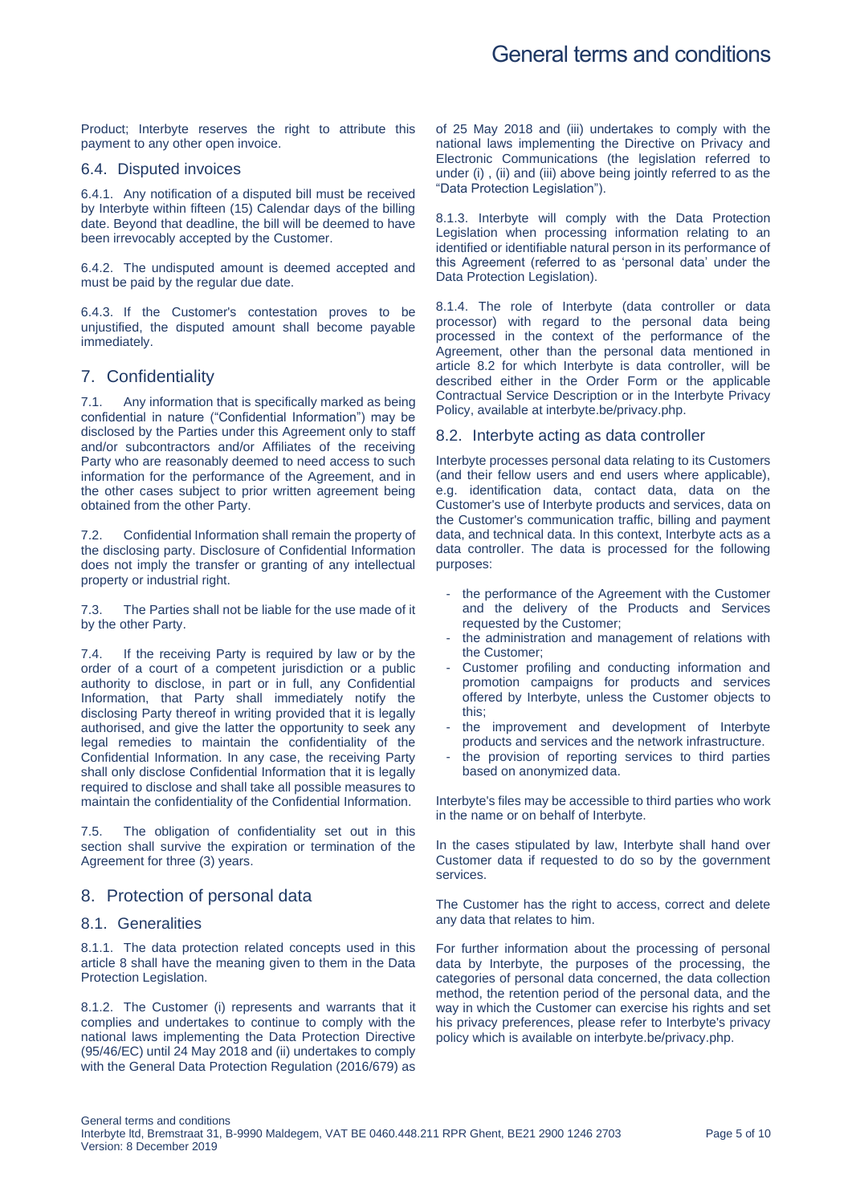Product; Interbyte reserves the right to attribute this payment to any other open invoice.

### 6.4. Disputed invoices

6.4.1. Any notification of a disputed bill must be received by Interbyte within fifteen (15) Calendar days of the billing date. Beyond that deadline, the bill will be deemed to have been irrevocably accepted by the Customer.

6.4.2. The undisputed amount is deemed accepted and must be paid by the regular due date.

6.4.3. If the Customer's contestation proves to be unjustified, the disputed amount shall become payable immediately.

## 7. Confidentiality

7.1. Any information that is specifically marked as being confidential in nature ("Confidential Information") may be disclosed by the Parties under this Agreement only to staff and/or subcontractors and/or Affiliates of the receiving Party who are reasonably deemed to need access to such information for the performance of the Agreement, and in the other cases subject to prior written agreement being obtained from the other Party.

7.2. Confidential Information shall remain the property of the disclosing party. Disclosure of Confidential Information does not imply the transfer or granting of any intellectual property or industrial right.

7.3. The Parties shall not be liable for the use made of it by the other Party.

7.4. If the receiving Party is required by law or by the order of a court of a competent jurisdiction or a public authority to disclose, in part or in full, any Confidential Information, that Party shall immediately notify the disclosing Party thereof in writing provided that it is legally authorised, and give the latter the opportunity to seek any legal remedies to maintain the confidentiality of the Confidential Information. In any case, the receiving Party shall only disclose Confidential Information that it is legally required to disclose and shall take all possible measures to maintain the confidentiality of the Confidential Information.

7.5. The obligation of confidentiality set out in this section shall survive the expiration or termination of the Agreement for three (3) years.

## 8. Protection of personal data

### 8.1. Generalities

8.1.1. The data protection related concepts used in this article 8 shall have the meaning given to them in the Data Protection Legislation.

8.1.2. The Customer (i) represents and warrants that it complies and undertakes to continue to comply with the national laws implementing the Data Protection Directive (95/46/EC) until 24 May 2018 and (ii) undertakes to comply with the General Data Protection Regulation (2016/679) as of 25 May 2018 and (iii) undertakes to comply with the national laws implementing the Directive on Privacy and Electronic Communications (the legislation referred to under (i) , (ii) and (iii) above being jointly referred to as the "Data Protection Legislation").

8.1.3. Interbyte will comply with the Data Protection Legislation when processing information relating to an identified or identifiable natural person in its performance of this Agreement (referred to as 'personal data' under the Data Protection Legislation).

8.1.4. The role of Interbyte (data controller or data processor) with regard to the personal data being processed in the context of the performance of the Agreement, other than the personal data mentioned in article 8.2 for which Interbyte is data controller, will be described either in the Order Form or the applicable Contractual Service Description or in the Interbyte Privacy Policy, available at interbyte.be/privacy.php.

### 8.2. Interbyte acting as data controller

Interbyte processes personal data relating to its Customers (and their fellow users and end users where applicable), e.g. identification data, contact data, data on the Customer's use of Interbyte products and services, data on the Customer's communication traffic, billing and payment data, and technical data. In this context, Interbyte acts as a data controller. The data is processed for the following purposes:

- the performance of the Agreement with the Customer and the delivery of the Products and Services requested by the Customer;
- the administration and management of relations with the Customer;
- Customer profiling and conducting information and promotion campaigns for products and services offered by Interbyte, unless the Customer objects to this;
- the improvement and development of Interbyte products and services and the network infrastructure.
- the provision of reporting services to third parties based on anonymized data.

Interbyte's files may be accessible to third parties who work in the name or on behalf of Interbyte.

In the cases stipulated by law, Interbyte shall hand over Customer data if requested to do so by the government services.

The Customer has the right to access, correct and delete any data that relates to him.

For further information about the processing of personal data by Interbyte, the purposes of the processing, the categories of personal data concerned, the data collection method, the retention period of the personal data, and the way in which the Customer can exercise his rights and set his privacy preferences, please refer to Interbyte's privacy policy which is available on interbyte.be/privacy.php.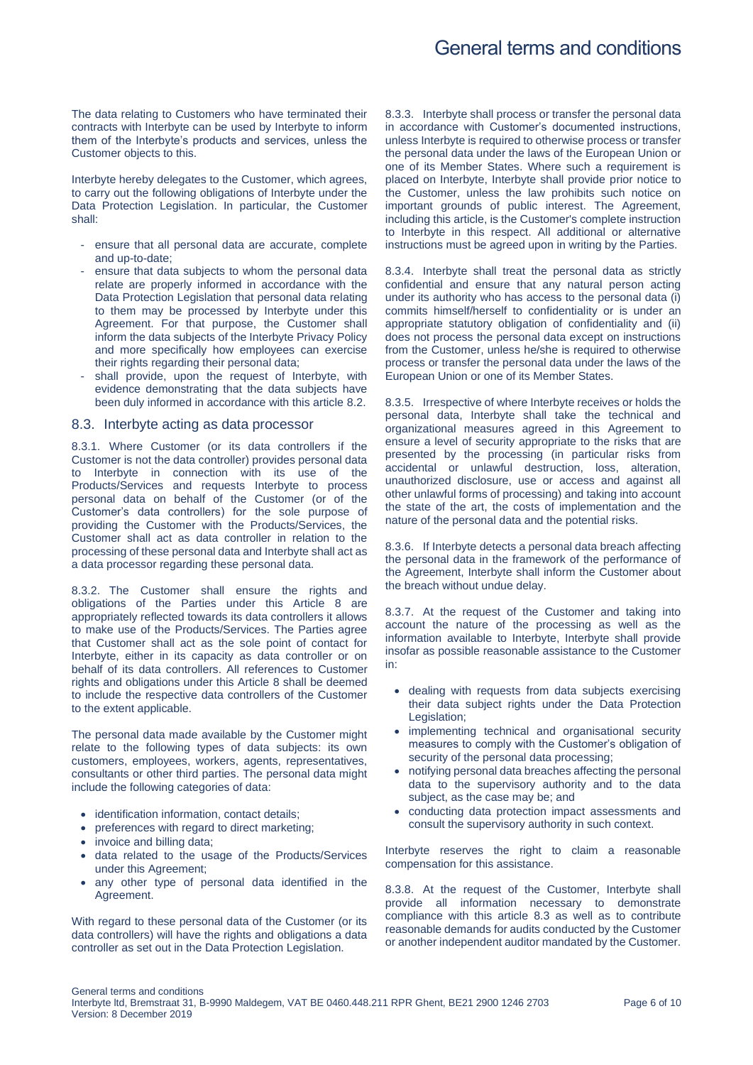The data relating to Customers who have terminated their contracts with Interbyte can be used by Interbyte to inform them of the Interbyte's products and services, unless the Customer objects to this.

Interbyte hereby delegates to the Customer, which agrees, to carry out the following obligations of Interbyte under the Data Protection Legislation. In particular, the Customer shall:

- ensure that all personal data are accurate, complete and up-to-date;
- ensure that data subjects to whom the personal data relate are properly informed in accordance with the Data Protection Legislation that personal data relating to them may be processed by Interbyte under this Agreement. For that purpose, the Customer shall inform the data subjects of the Interbyte Privacy Policy and more specifically how employees can exercise their rights regarding their personal data;
- shall provide, upon the request of Interbyte, with evidence demonstrating that the data subjects have been duly informed in accordance with this article 8.2.

## 8.3. Interbyte acting as data processor

8.3.1. Where Customer (or its data controllers if the Customer is not the data controller) provides personal data to Interbyte in connection with its use of the Products/Services and requests Interbyte to process personal data on behalf of the Customer (or of the Customer's data controllers) for the sole purpose of providing the Customer with the Products/Services, the Customer shall act as data controller in relation to the processing of these personal data and Interbyte shall act as a data processor regarding these personal data.

8.3.2. The Customer shall ensure the rights and obligations of the Parties under this Article 8 are appropriately reflected towards its data controllers it allows to make use of the Products/Services. The Parties agree that Customer shall act as the sole point of contact for Interbyte, either in its capacity as data controller or on behalf of its data controllers. All references to Customer rights and obligations under this Article 8 shall be deemed to include the respective data controllers of the Customer to the extent applicable.

The personal data made available by the Customer might relate to the following types of data subjects: its own customers, employees, workers, agents, representatives, consultants or other third parties. The personal data might include the following categories of data:

- identification information, contact details;
- preferences with regard to direct marketing;
- invoice and billing data;
- data related to the usage of the Products/Services under this Agreement;
- any other type of personal data identified in the Agreement.

With regard to these personal data of the Customer (or its data controllers) will have the rights and obligations a data controller as set out in the Data Protection Legislation.

8.3.3. Interbyte shall process or transfer the personal data in accordance with Customer's documented instructions, unless Interbyte is required to otherwise process or transfer the personal data under the laws of the European Union or one of its Member States. Where such a requirement is placed on Interbyte, Interbyte shall provide prior notice to the Customer, unless the law prohibits such notice on important grounds of public interest. The Agreement, including this article, is the Customer's complete instruction to Interbyte in this respect. All additional or alternative instructions must be agreed upon in writing by the Parties.

8.3.4. Interbyte shall treat the personal data as strictly confidential and ensure that any natural person acting under its authority who has access to the personal data (i) commits himself/herself to confidentiality or is under an appropriate statutory obligation of confidentiality and (ii) does not process the personal data except on instructions from the Customer, unless he/she is required to otherwise process or transfer the personal data under the laws of the European Union or one of its Member States.

8.3.5. Irrespective of where Interbyte receives or holds the personal data, Interbyte shall take the technical and organizational measures agreed in this Agreement to ensure a level of security appropriate to the risks that are presented by the processing (in particular risks from accidental or unlawful destruction, loss, alteration, unauthorized disclosure, use or access and against all other unlawful forms of processing) and taking into account the state of the art, the costs of implementation and the nature of the personal data and the potential risks.

8.3.6. If Interbyte detects a personal data breach affecting the personal data in the framework of the performance of the Agreement, Interbyte shall inform the Customer about the breach without undue delay.

8.3.7. At the request of the Customer and taking into account the nature of the processing as well as the information available to Interbyte, Interbyte shall provide insofar as possible reasonable assistance to the Customer in:

- dealing with requests from data subjects exercising their data subject rights under the Data Protection Legislation;
- implementing technical and organisational security measures to comply with the Customer's obligation of security of the personal data processing;
- notifying personal data breaches affecting the personal data to the supervisory authority and to the data subject, as the case may be; and
- conducting data protection impact assessments and consult the supervisory authority in such context.

Interbyte reserves the right to claim a reasonable compensation for this assistance.

8.3.8. At the request of the Customer, Interbyte shall provide all information necessary to demonstrate compliance with this article 8.3 as well as to contribute reasonable demands for audits conducted by the Customer or another independent auditor mandated by the Customer.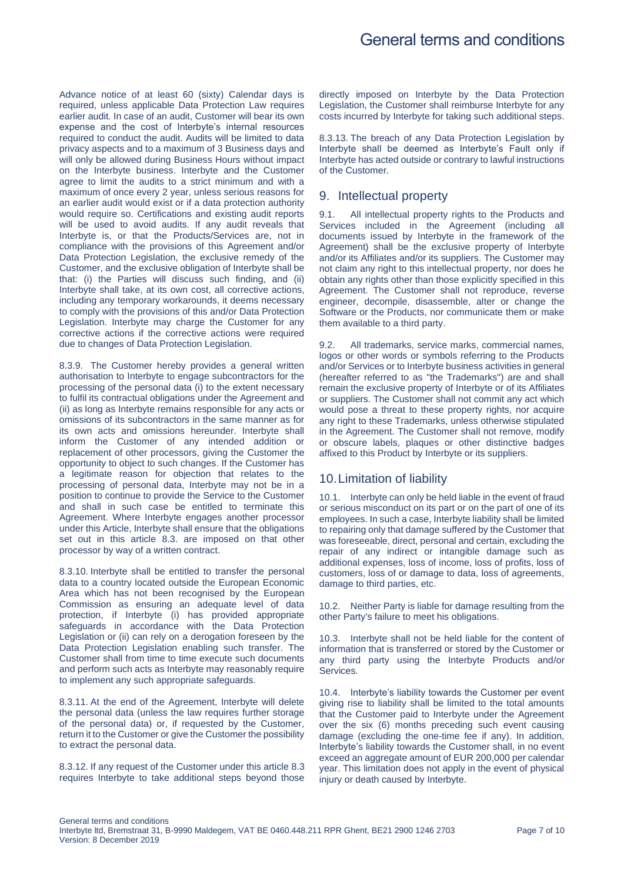Advance notice of at least 60 (sixty) Calendar days is required, unless applicable Data Protection Law requires earlier audit. In case of an audit, Customer will bear its own expense and the cost of Interbyte's internal resources required to conduct the audit. Audits will be limited to data privacy aspects and to a maximum of 3 Business days and will only be allowed during Business Hours without impact on the Interbyte business. Interbyte and the Customer agree to limit the audits to a strict minimum and with a maximum of once every 2 year, unless serious reasons for an earlier audit would exist or if a data protection authority would require so. Certifications and existing audit reports will be used to avoid audits. If any audit reveals that Interbyte is, or that the Products/Services are, not in compliance with the provisions of this Agreement and/or Data Protection Legislation, the exclusive remedy of the Customer, and the exclusive obligation of Interbyte shall be that: (i) the Parties will discuss such finding, and (ii) Interbyte shall take, at its own cost, all corrective actions, including any temporary workarounds, it deems necessary to comply with the provisions of this and/or Data Protection Legislation. Interbyte may charge the Customer for any corrective actions if the corrective actions were required due to changes of Data Protection Legislation.

8.3.9. The Customer hereby provides a general written authorisation to Interbyte to engage subcontractors for the processing of the personal data (i) to the extent necessary to fulfil its contractual obligations under the Agreement and (ii) as long as Interbyte remains responsible for any acts or omissions of its subcontractors in the same manner as for its own acts and omissions hereunder. Interbyte shall inform the Customer of any intended addition or replacement of other processors, giving the Customer the opportunity to object to such changes. If the Customer has a legitimate reason for objection that relates to the processing of personal data, Interbyte may not be in a position to continue to provide the Service to the Customer and shall in such case be entitled to terminate this Agreement. Where Interbyte engages another processor under this Article, Interbyte shall ensure that the obligations set out in this article 8.3. are imposed on that other processor by way of a written contract.

8.3.10. Interbyte shall be entitled to transfer the personal data to a country located outside the European Economic Area which has not been recognised by the European Commission as ensuring an adequate level of data protection, if Interbyte (i) has provided appropriate safeguards in accordance with the Data Protection Legislation or (ii) can rely on a derogation foreseen by the Data Protection Legislation enabling such transfer. The Customer shall from time to time execute such documents and perform such acts as Interbyte may reasonably require to implement any such appropriate safeguards.

8.3.11. At the end of the Agreement, Interbyte will delete the personal data (unless the law requires further storage of the personal data) or, if requested by the Customer, return it to the Customer or give the Customer the possibility to extract the personal data.

8.3.12. If any request of the Customer under this article 8.3 requires Interbyte to take additional steps beyond those directly imposed on Interbyte by the Data Protection Legislation, the Customer shall reimburse Interbyte for any costs incurred by Interbyte for taking such additional steps.

8.3.13. The breach of any Data Protection Legislation by Interbyte shall be deemed as Interbyte's Fault only if Interbyte has acted outside or contrary to lawful instructions of the Customer.

## 9. Intellectual property

9.1. All intellectual property rights to the Products and Services included in the Agreement (including all documents issued by Interbyte in the framework of the Agreement) shall be the exclusive property of Interbyte and/or its Affiliates and/or its suppliers. The Customer may not claim any right to this intellectual property, nor does he obtain any rights other than those explicitly specified in this Agreement. The Customer shall not reproduce, reverse engineer, decompile, disassemble, alter or change the Software or the Products, nor communicate them or make them available to a third party.

9.2. All trademarks, service marks, commercial names, logos or other words or symbols referring to the Products and/or Services or to Interbyte business activities in general (hereafter referred to as "the Trademarks") are and shall remain the exclusive property of Interbyte or of its Affiliates or suppliers. The Customer shall not commit any act which would pose a threat to these property rights, nor acquire any right to these Trademarks, unless otherwise stipulated in the Agreement. The Customer shall not remove, modify or obscure labels, plaques or other distinctive badges affixed to this Product by Interbyte or its suppliers.

## 10. Limitation of liability

10.1. Interbyte can only be held liable in the event of fraud or serious misconduct on its part or on the part of one of its employees. In such a case, Interbyte liability shall be limited to repairing only that damage suffered by the Customer that was foreseeable, direct, personal and certain, excluding the repair of any indirect or intangible damage such as additional expenses, loss of income, loss of profits, loss of customers, loss of or damage to data, loss of agreements, damage to third parties, etc.

10.2. Neither Party is liable for damage resulting from the other Party's failure to meet his obligations.

10.3. Interbyte shall not be held liable for the content of information that is transferred or stored by the Customer or any third party using the Interbyte Products and/or Services.

10.4. Interbyte's liability towards the Customer per event giving rise to liability shall be limited to the total amounts that the Customer paid to Interbyte under the Agreement over the six (6) months preceding such event causing damage (excluding the one-time fee if any). In addition, Interbyte's liability towards the Customer shall, in no event exceed an aggregate amount of EUR 200,000 per calendar year. This limitation does not apply in the event of physical injury or death caused by Interbyte.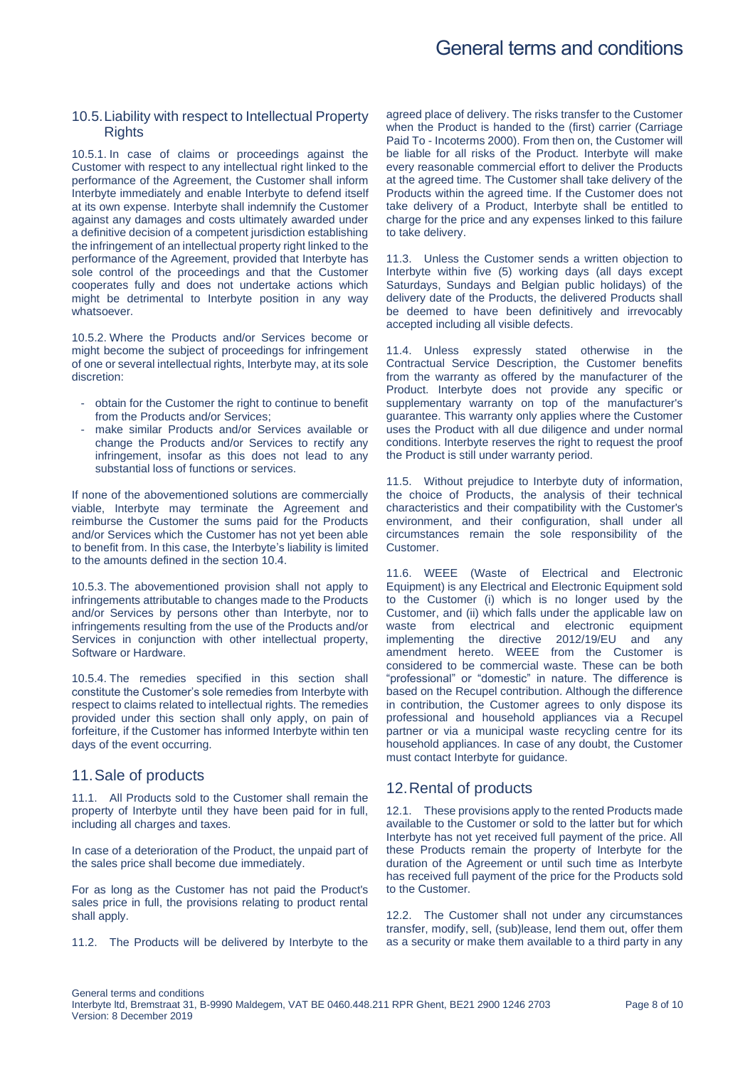### 10.5. Liability with respect to Intellectual Property Rights

10.5.1. In case of claims or proceedings against the Customer with respect to any intellectual right linked to the performance of the Agreement, the Customer shall inform Interbyte immediately and enable Interbyte to defend itself at its own expense. Interbyte shall indemnify the Customer against any damages and costs ultimately awarded under a definitive decision of a competent jurisdiction establishing the infringement of an intellectual property right linked to the performance of the Agreement, provided that Interbyte has sole control of the proceedings and that the Customer cooperates fully and does not undertake actions which might be detrimental to Interbyte position in any way whatsoever.

10.5.2. Where the Products and/or Services become or might become the subject of proceedings for infringement of one or several intellectual rights, Interbyte may, at its sole discretion:

- obtain for the Customer the right to continue to benefit from the Products and/or Services;
- make similar Products and/or Services available or change the Products and/or Services to rectify any infringement, insofar as this does not lead to any substantial loss of functions or services.

If none of the abovementioned solutions are commercially viable, Interbyte may terminate the Agreement and reimburse the Customer the sums paid for the Products and/or Services which the Customer has not yet been able to benefit from. In this case, the Interbyte's liability is limited to the amounts defined in the section 10.4.

10.5.3. The abovementioned provision shall not apply to infringements attributable to changes made to the Products and/or Services by persons other than Interbyte, nor to infringements resulting from the use of the Products and/or Services in conjunction with other intellectual property, Software or Hardware.

10.5.4. The remedies specified in this section shall constitute the Customer's sole remedies from Interbyte with respect to claims related to intellectual rights. The remedies provided under this section shall only apply, on pain of forfeiture, if the Customer has informed Interbyte within ten days of the event occurring.

## 11. Sale of products

11.1. All Products sold to the Customer shall remain the property of Interbyte until they have been paid for in full, including all charges and taxes.

In case of a deterioration of the Product, the unpaid part of the sales price shall become due immediately.

For as long as the Customer has not paid the Product's sales price in full, the provisions relating to product rental shall apply.

11.2. The Products will be delivered by Interbyte to the agreed place of delivery. The risks transfer to the Customer when the Product is handed to the (first) carrier (Carriage Paid To - Incoterms 2000). From then on, the Customer will be liable for all risks of the Product. Interbyte will make every reasonable commercial effort to deliver the Products at the agreed time. The Customer shall take delivery of the Products within the agreed time. If the Customer does not take delivery of a Product, Interbyte shall be entitled to charge for the price and any expenses linked to this failure to take delivery.

11.3. Unless the Customer sends a written objection to Interbyte within five (5) working days (all days except Saturdays, Sundays and Belgian public holidays) of the delivery date of the Products, the delivered Products shall be deemed to have been definitively and irrevocably accepted including all visible defects.

11.4. Unless expressly stated otherwise in the Contractual Service Description, the Customer benefits from the warranty as offered by the manufacturer of the Product. Interbyte does not provide any specific or supplementary warranty on top of the manufacturer's guarantee. This warranty only applies where the Customer uses the Product with all due diligence and under normal conditions. Interbyte reserves the right to request the proof the Product is still under warranty period.

11.5. Without prejudice to Interbyte duty of information, the choice of Products, the analysis of their technical characteristics and their compatibility with the Customer's environment, and their configuration, shall under all circumstances remain the sole responsibility of the Customer.

11.6. WEEE (Waste of Electrical and Electronic Equipment) is any Electrical and Electronic Equipment sold to the Customer (i) which is no longer used by the Customer, and (ii) which falls under the applicable law on waste from electrical and electronic equipment implementing the directive 2012/19/EU and any amendment hereto. WEEE from the Customer is considered to be commercial waste. These can be both "professional" or "domestic" in nature. The difference is based on the Recupel contribution. Although the difference in contribution, the Customer agrees to only dispose its professional and household appliances via a Recupel partner or via a municipal waste recycling centre for its household appliances. In case of any doubt, the Customer must contact Interbyte for guidance.

## 12. Rental of products

12.1. These provisions apply to the rented Products made available to the Customer or sold to the latter but for which Interbyte has not yet received full payment of the price. All these Products remain the property of Interbyte for the duration of the Agreement or until such time as Interbyte has received full payment of the price for the Products sold to the Customer.

12.2. The Customer shall not under any circumstances transfer, modify, sell, (sub)lease, lend them out, offer them as a security or make them available to a third party in any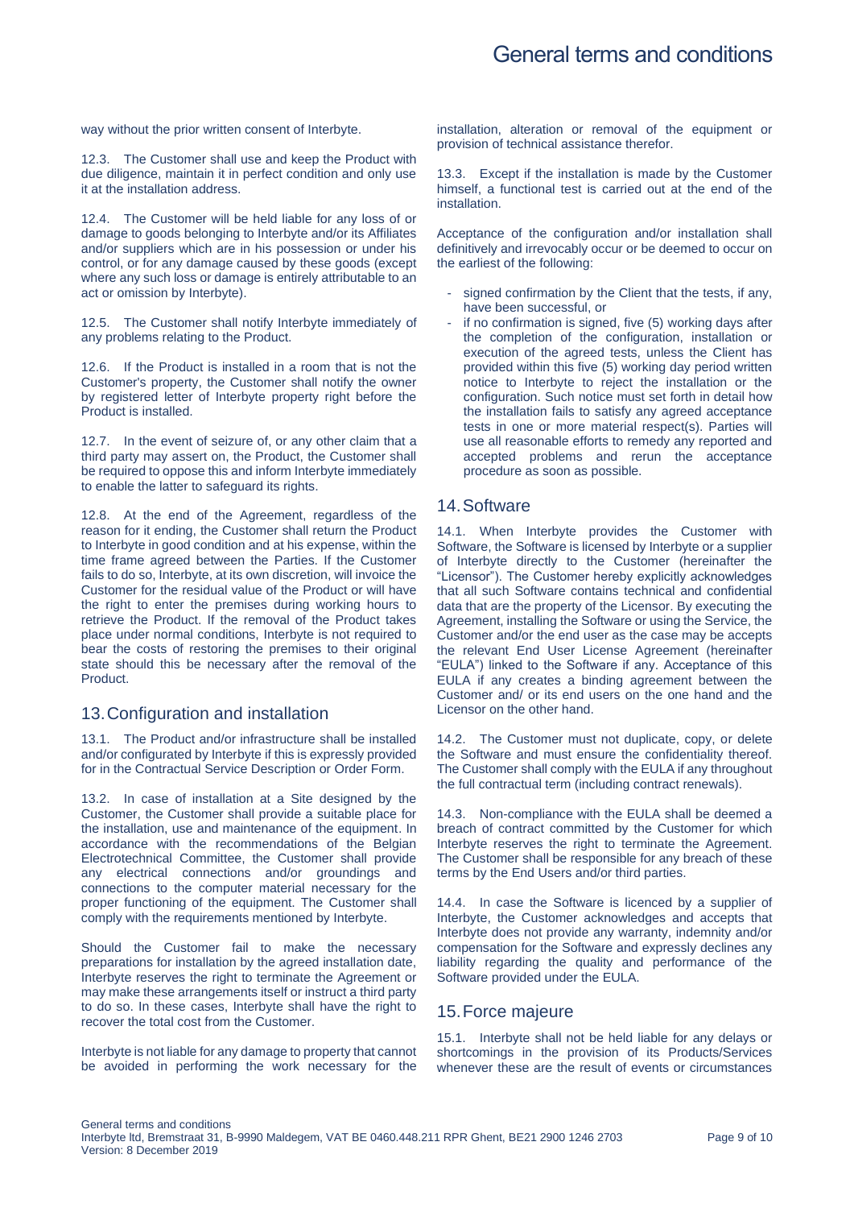way without the prior written consent of Interbyte.

12.3. The Customer shall use and keep the Product with due diligence, maintain it in perfect condition and only use it at the installation address.

12.4. The Customer will be held liable for any loss of or damage to goods belonging to Interbyte and/or its Affiliates and/or suppliers which are in his possession or under his control, or for any damage caused by these goods (except where any such loss or damage is entirely attributable to an act or omission by Interbyte).

12.5. The Customer shall notify Interbyte immediately of any problems relating to the Product.

12.6. If the Product is installed in a room that is not the Customer's property, the Customer shall notify the owner by registered letter of Interbyte property right before the Product is installed.

12.7. In the event of seizure of, or any other claim that a third party may assert on, the Product, the Customer shall be required to oppose this and inform Interbyte immediately to enable the latter to safeguard its rights.

12.8. At the end of the Agreement, regardless of the reason for it ending, the Customer shall return the Product to Interbyte in good condition and at his expense, within the time frame agreed between the Parties. If the Customer fails to do so, Interbyte, at its own discretion, will invoice the Customer for the residual value of the Product or will have the right to enter the premises during working hours to retrieve the Product. If the removal of the Product takes place under normal conditions, Interbyte is not required to bear the costs of restoring the premises to their original state should this be necessary after the removal of the Product.

## 13. Configuration and installation

13.1. The Product and/or infrastructure shall be installed and/or configurated by Interbyte if this is expressly provided for in the Contractual Service Description or Order Form.

13.2. In case of installation at a Site designed by the Customer, the Customer shall provide a suitable place for the installation, use and maintenance of the equipment. In accordance with the recommendations of the Belgian Electrotechnical Committee, the Customer shall provide any electrical connections and/or groundings and connections to the computer material necessary for the proper functioning of the equipment. The Customer shall comply with the requirements mentioned by Interbyte.

Should the Customer fail to make the necessary preparations for installation by the agreed installation date, Interbyte reserves the right to terminate the Agreement or may make these arrangements itself or instruct a third party to do so. In these cases, Interbyte shall have the right to recover the total cost from the Customer.

Interbyte is not liable for any damage to property that cannot be avoided in performing the work necessary for the installation, alteration or removal of the equipment or provision of technical assistance therefor.

13.3. Except if the installation is made by the Customer himself, a functional test is carried out at the end of the installation.

Acceptance of the configuration and/or installation shall definitively and irrevocably occur or be deemed to occur on the earliest of the following:

- signed confirmation by the Client that the tests, if any, have been successful, or
- if no confirmation is signed, five (5) working days after the completion of the configuration, installation or execution of the agreed tests, unless the Client has provided within this five (5) working day period written notice to Interbyte to reject the installation or the configuration. Such notice must set forth in detail how the installation fails to satisfy any agreed acceptance tests in one or more material respect(s). Parties will use all reasonable efforts to remedy any reported and accepted problems and rerun the acceptance procedure as soon as possible.

## 14. Software

14.1. When Interbyte provides the Customer with Software, the Software is licensed by Interbyte or a supplier of Interbyte directly to the Customer (hereinafter the "Licensor"). The Customer hereby explicitly acknowledges that all such Software contains technical and confidential data that are the property of the Licensor. By executing the Agreement, installing the Software or using the Service, the Customer and/or the end user as the case may be accepts the relevant End User License Agreement (hereinafter "EULA") linked to the Software if any. Acceptance of this EULA if any creates a binding agreement between the Customer and/ or its end users on the one hand and the Licensor on the other hand.

14.2. The Customer must not duplicate, copy, or delete the Software and must ensure the confidentiality thereof. The Customer shall comply with the EULA if any throughout the full contractual term (including contract renewals).

14.3. Non-compliance with the EULA shall be deemed a breach of contract committed by the Customer for which Interbyte reserves the right to terminate the Agreement. The Customer shall be responsible for any breach of these terms by the End Users and/or third parties.

14.4. In case the Software is licenced by a supplier of Interbyte, the Customer acknowledges and accepts that Interbyte does not provide any warranty, indemnity and/or compensation for the Software and expressly declines any liability regarding the quality and performance of the Software provided under the EULA.

## 15. Force majeure

15.1. Interbyte shall not be held liable for any delays or shortcomings in the provision of its Products/Services whenever these are the result of events or circumstances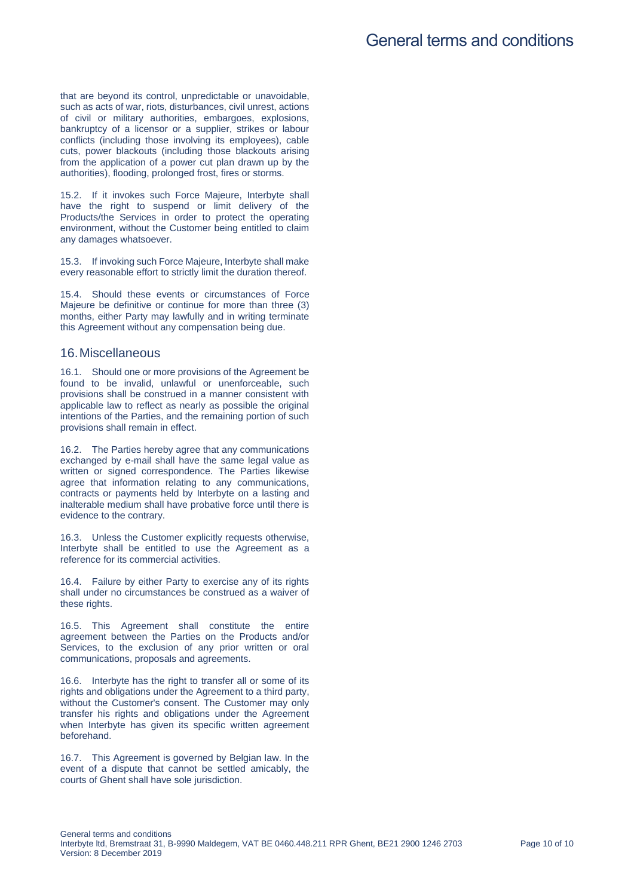that are beyond its control, unpredictable or unavoidable, such as acts of war, riots, disturbances, civil unrest, actions of civil or military authorities, embargoes, explosions, bankruptcy of a licensor or a supplier, strikes or labour conflicts (including those involving its employees), cable cuts, power blackouts (including those blackouts arising from the application of a power cut plan drawn up by the authorities), flooding, prolonged frost, fires or storms.

15.2. If it invokes such Force Majeure, Interbyte shall have the right to suspend or limit delivery of the Products/the Services in order to protect the operating environment, without the Customer being entitled to claim any damages whatsoever.

15.3. If invoking such Force Majeure, Interbyte shall make every reasonable effort to strictly limit the duration thereof.

15.4. Should these events or circumstances of Force Majeure be definitive or continue for more than three (3) months, either Party may lawfully and in writing terminate this Agreement without any compensation being due.

## 16. Miscellaneous

16.1. Should one or more provisions of the Agreement be found to be invalid, unlawful or unenforceable, such provisions shall be construed in a manner consistent with applicable law to reflect as nearly as possible the original intentions of the Parties, and the remaining portion of such provisions shall remain in effect.

16.2. The Parties hereby agree that any communications exchanged by e-mail shall have the same legal value as written or signed correspondence. The Parties likewise agree that information relating to any communications, contracts or payments held by Interbyte on a lasting and inalterable medium shall have probative force until there is evidence to the contrary.

16.3. Unless the Customer explicitly requests otherwise, Interbyte shall be entitled to use the Agreement as a reference for its commercial activities.

16.4. Failure by either Party to exercise any of its rights shall under no circumstances be construed as a waiver of these rights.

16.5. This Agreement shall constitute the entire agreement between the Parties on the Products and/or Services, to the exclusion of any prior written or oral communications, proposals and agreements.

16.6. Interbyte has the right to transfer all or some of its rights and obligations under the Agreement to a third party, without the Customer's consent. The Customer may only transfer his rights and obligations under the Agreement when Interbyte has given its specific written agreement beforehand.

16.7. This Agreement is governed by Belgian law. In the event of a dispute that cannot be settled amicably, the courts of Ghent shall have sole jurisdiction.